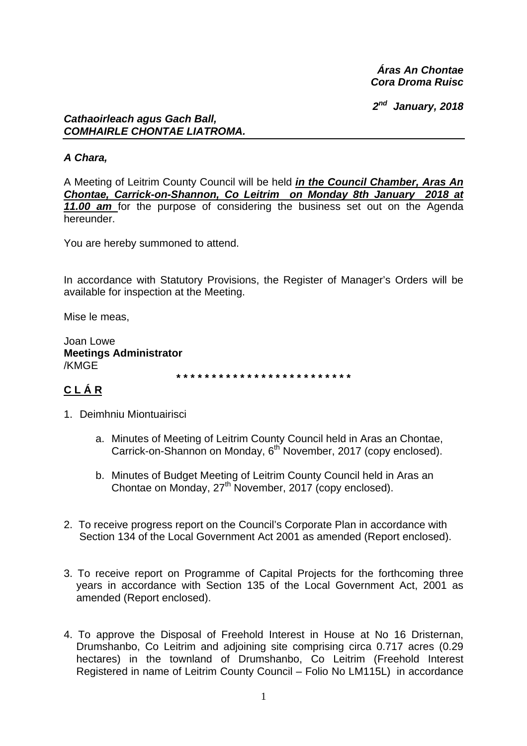***Áras An Chontae***
***Cora Droma Ruisc***

***2nd January, 2018***

***Cathaoirleach agus Gach Ball,***
***COMHAIRLE CHONTAE LIATROMA.***

---

***A Chara,***

A Meeting of Leitrim County Council will be held ***in the Council Chamber, Aras An Chontae, Carrick-on-Shannon, Co Leitrim on Monday 8th January 2018 at 11.00 am*** for the purpose of considering the business set out on the Agenda hereunder.

You are hereby summoned to attend.

In accordance with Statutory Provisions, the Register of Manager's Orders will be available for inspection at the Meeting.

Mise le meas,

Joan Lowe
**Meetings Administrator**
/KMGE

\* \* \* \* \* \* \* \* \* \* \* \* \* \* \* \* \* \* \* \* \* \* \* \* \* \*

## C L Á R

1. Deimhniu Miontuairisci

    a. Minutes of Meeting of Leitrim County Council held in Aras an Chontae, Carrick-on-Shannon on Monday, 6th November, 2017 (copy enclosed).

    b. Minutes of Budget Meeting of Leitrim County Council held in Aras an Chontae on Monday, 27th November, 2017 (copy enclosed).

2. To receive progress report on the Council's Corporate Plan in accordance with Section 134 of the Local Government Act 2001 as amended (Report enclosed).

3. To receive report on Programme of Capital Projects for the forthcoming three years in accordance with Section 135 of the Local Government Act, 2001 as amended (Report enclosed).

4. To approve the Disposal of Freehold Interest in House at No 16 Dristernan, Drumshanbo, Co Leitrim and adjoining site comprising circa 0.717 acres (0.29 hectares) in the townland of Drumshanbo, Co Leitrim (Freehold Interest Registered in name of Leitrim County Council – Folio No LM115L) in accordance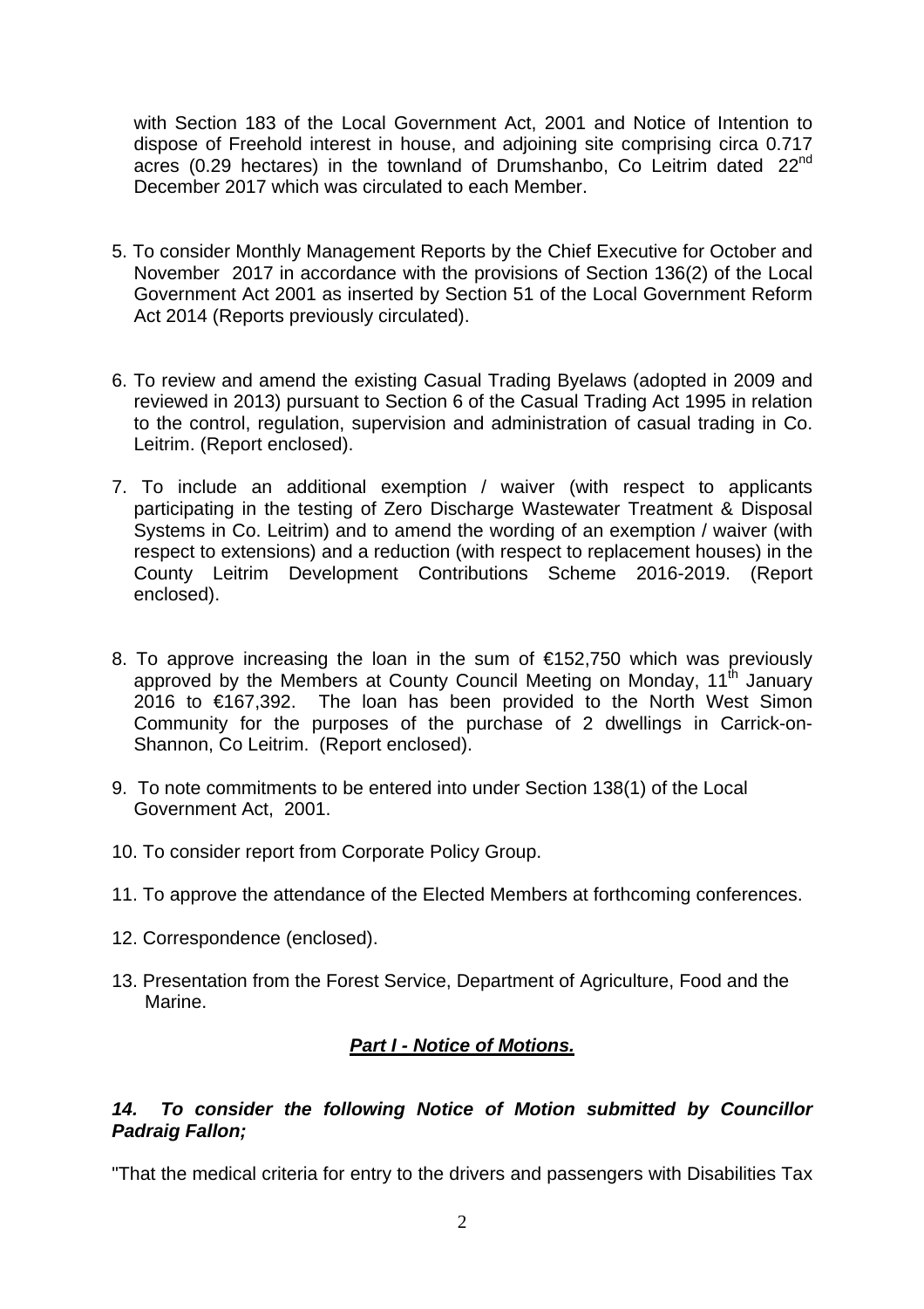with Section 183 of the Local Government Act, 2001 and Notice of Intention to dispose of Freehold interest in house, and adjoining site comprising circa 0.717 acres (0.29 hectares) in the townland of Drumshanbo, Co Leitrim dated 22nd December 2017 which was circulated to each Member.

5. To consider Monthly Management Reports by the Chief Executive for October and November 2017 in accordance with the provisions of Section 136(2) of the Local Government Act 2001 as inserted by Section 51 of the Local Government Reform Act 2014 (Reports previously circulated).

6. To review and amend the existing Casual Trading Byelaws (adopted in 2009 and reviewed in 2013) pursuant to Section 6 of the Casual Trading Act 1995 in relation to the control, regulation, supervision and administration of casual trading in Co. Leitrim. (Report enclosed).

7. To include an additional exemption / waiver (with respect to applicants participating in the testing of Zero Discharge Wastewater Treatment & Disposal Systems in Co. Leitrim) and to amend the wording of an exemption / waiver (with respect to extensions) and a reduction (with respect to replacement houses) in the County Leitrim Development Contributions Scheme 2016-2019. (Report enclosed).

8. To approve increasing the loan in the sum of €152,750 which was previously approved by the Members at County Council Meeting on Monday, 11th January 2016 to €167,392. The loan has been provided to the North West Simon Community for the purposes of the purchase of 2 dwellings in Carrick-on-Shannon, Co Leitrim. (Report enclosed).

9. To note commitments to be entered into under Section 138(1) of the Local Government Act, 2001.

10. To consider report from Corporate Policy Group.

11. To approve the attendance of the Elected Members at forthcoming conferences.

12. Correspondence (enclosed).

13. Presentation from the Forest Service, Department of Agriculture, Food and the Marine.

## ***Part I - Notice of Motions.***

***14. To consider the following Notice of Motion submitted by Councillor Padraig Fallon;***

"That the medical criteria for entry to the drivers and passengers with Disabilities Tax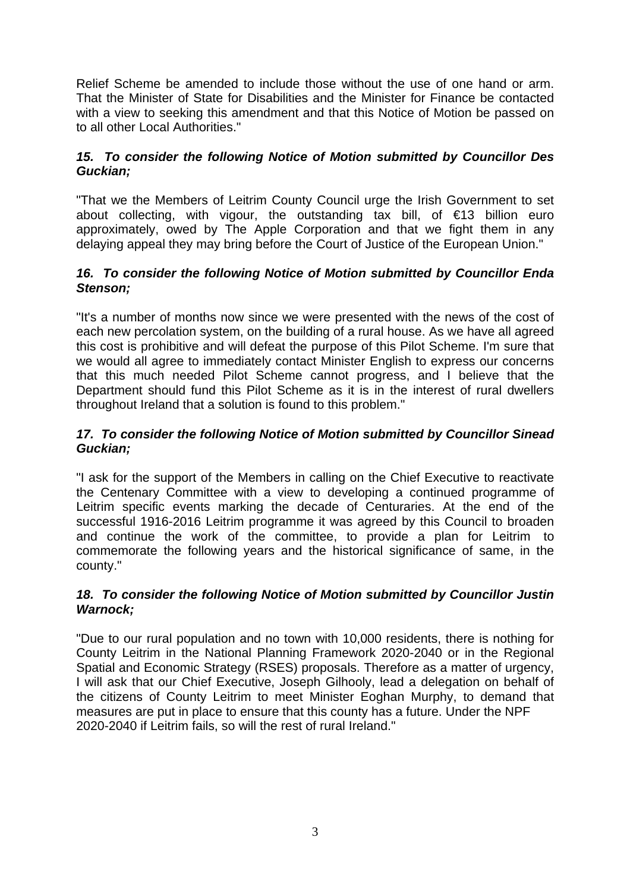Relief Scheme be amended to include those without the use of one hand or arm. That the Minister of State for Disabilities and the Minister for Finance be contacted with a view to seeking this amendment and that this Notice of Motion be passed on to all other Local Authorities."

### *15. To consider the following Notice of Motion submitted by Councillor Des Guckian;*

"That we the Members of Leitrim County Council urge the Irish Government to set about collecting, with vigour, the outstanding tax bill, of €13 billion euro approximately, owed by The Apple Corporation and that we fight them in any delaying appeal they may bring before the Court of Justice of the European Union."

### *16. To consider the following Notice of Motion submitted by Councillor Enda Stenson;*

"It's a number of months now since we were presented with the news of the cost of each new percolation system, on the building of a rural house. As we have all agreed this cost is prohibitive and will defeat the purpose of this Pilot Scheme. I'm sure that we would all agree to immediately contact Minister English to express our concerns that this much needed Pilot Scheme cannot progress, and I believe that the Department should fund this Pilot Scheme as it is in the interest of rural dwellers throughout Ireland that a solution is found to this problem."

### *17. To consider the following Notice of Motion submitted by Councillor Sinead Guckian;*

"I ask for the support of the Members in calling on the Chief Executive to reactivate the Centenary Committee with a view to developing a continued programme of Leitrim specific events marking the decade of Centuraries. At the end of the successful 1916-2016 Leitrim programme it was agreed by this Council to broaden and continue the work of the committee, to provide a plan for Leitrim to commemorate the following years and the historical significance of same, in the county."

### *18. To consider the following Notice of Motion submitted by Councillor Justin Warnock;*

"Due to our rural population and no town with 10,000 residents, there is nothing for County Leitrim in the National Planning Framework 2020-2040 or in the Regional Spatial and Economic Strategy (RSES) proposals. Therefore as a matter of urgency, I will ask that our Chief Executive, Joseph Gilhooly, lead a delegation on behalf of the citizens of County Leitrim to meet Minister Eoghan Murphy, to demand that measures are put in place to ensure that this county has a future. Under the NPF 2020-2040 if Leitrim fails, so will the rest of rural Ireland."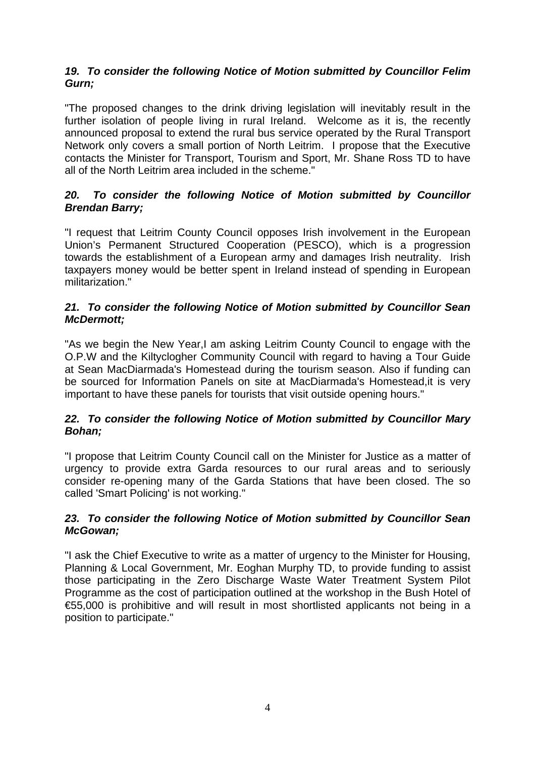***19. To consider the following Notice of Motion submitted by Councillor Felim Gurn;***

"The proposed changes to the drink driving legislation will inevitably result in the further isolation of people living in rural Ireland. Welcome as it is, the recently announced proposal to extend the rural bus service operated by the Rural Transport Network only covers a small portion of North Leitrim. I propose that the Executive contacts the Minister for Transport, Tourism and Sport, Mr. Shane Ross TD to have all of the North Leitrim area included in the scheme."

***20. To consider the following Notice of Motion submitted by Councillor Brendan Barry;***

"I request that Leitrim County Council opposes Irish involvement in the European Union's Permanent Structured Cooperation (PESCO), which is a progression towards the establishment of a European army and damages Irish neutrality. Irish taxpayers money would be better spent in Ireland instead of spending in European militarization."

***21. To consider the following Notice of Motion submitted by Councillor Sean McDermott;***

"As we begin the New Year,I am asking Leitrim County Council to engage with the O.P.W and the Kiltyclogher Community Council with regard to having a Tour Guide at Sean MacDiarmada's Homestead during the tourism season. Also if funding can be sourced for Information Panels on site at MacDiarmada's Homestead,it is very important to have these panels for tourists that visit outside opening hours."

***22. To consider the following Notice of Motion submitted by Councillor Mary Bohan;***

"I propose that Leitrim County Council call on the Minister for Justice as a matter of urgency to provide extra Garda resources to our rural areas and to seriously consider re-opening many of the Garda Stations that have been closed. The so called 'Smart Policing' is not working."

***23. To consider the following Notice of Motion submitted by Councillor Sean McGowan;***

"I ask the Chief Executive to write as a matter of urgency to the Minister for Housing, Planning & Local Government, Mr. Eoghan Murphy TD, to provide funding to assist those participating in the Zero Discharge Waste Water Treatment System Pilot Programme as the cost of participation outlined at the workshop in the Bush Hotel of €55,000 is prohibitive and will result in most shortlisted applicants not being in a position to participate."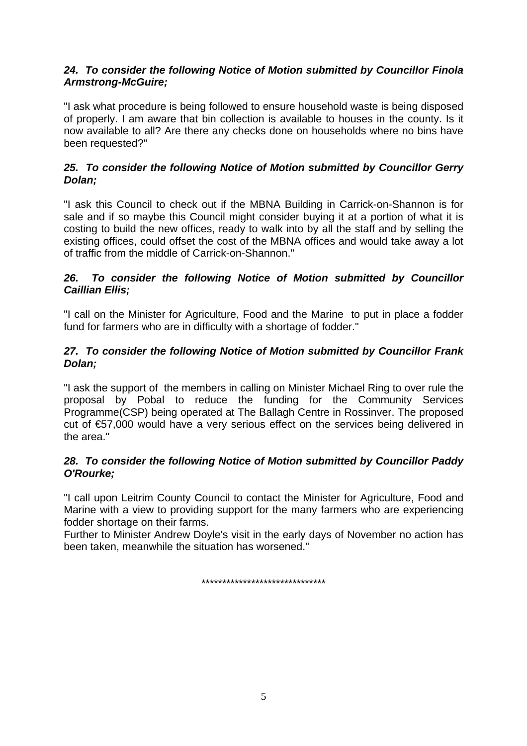***24. To consider the following Notice of Motion submitted by Councillor Finola Armstrong-McGuire;***

"I ask what procedure is being followed to ensure household waste is being disposed of properly. I am aware that bin collection is available to houses in the county. Is it now available to all? Are there any checks done on households where no bins have been requested?"

***25. To consider the following Notice of Motion submitted by Councillor Gerry Dolan;***

"I ask this Council to check out if the MBNA Building in Carrick-on-Shannon is for sale and if so maybe this Council might consider buying it at a portion of what it is costing to build the new offices, ready to walk into by all the staff and by selling the existing offices, could offset the cost of the MBNA offices and would take away a lot of traffic from the middle of Carrick-on-Shannon."

***26. To consider the following Notice of Motion submitted by Councillor Caillian Ellis;***

"I call on the Minister for Agriculture, Food and the Marine to put in place a fodder fund for farmers who are in difficulty with a shortage of fodder."

***27. To consider the following Notice of Motion submitted by Councillor Frank Dolan;***

"I ask the support of the members in calling on Minister Michael Ring to over rule the proposal by Pobal to reduce the funding for the Community Services Programme(CSP) being operated at The Ballagh Centre in Rossinver. The proposed cut of €57,000 would have a very serious effect on the services being delivered in the area."

***28. To consider the following Notice of Motion submitted by Councillor Paddy O'Rourke;***

"I call upon Leitrim County Council to contact the Minister for Agriculture, Food and Marine with a view to providing support for the many farmers who are experiencing fodder shortage on their farms.
Further to Minister Andrew Doyle's visit in the early days of November no action has been taken, meanwhile the situation has worsened."

******************************